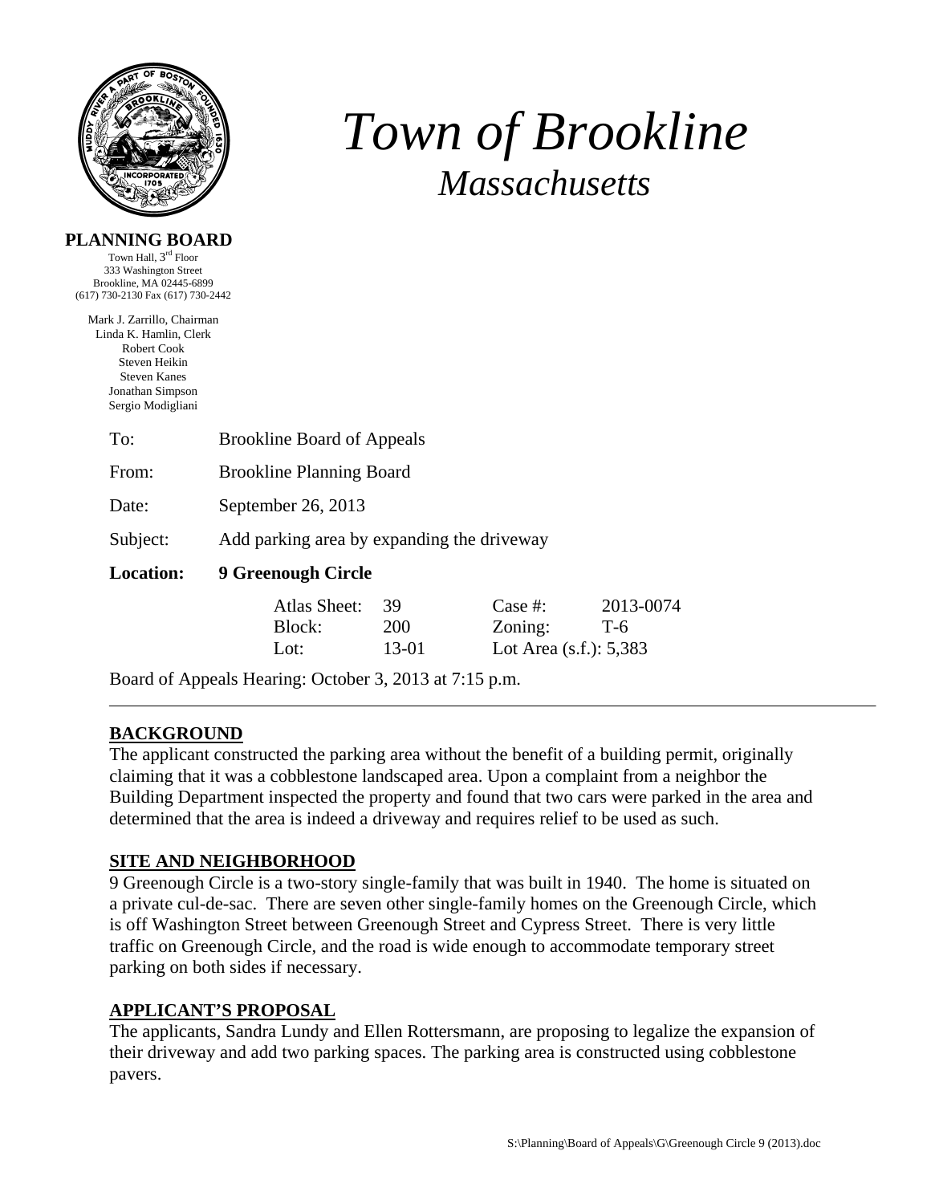# *Town of Brookline*

## *Massachusetts*

**PLANNING BOARD**

Town Hall, 3rd Floor
333 Washington Street
Brookline, MA 02445-6899
(617) 730-2130 Fax (617) 730-2442

Mark J. Zarrillo, Chairman
Linda K. Hamlin, Clerk
Robert Cook
Steven Heikin
Steven Kanes
Jonathan Simpson
Sergio Modigliani

To: Brookline Board of Appeals

From: Brookline Planning Board

Date: September 26, 2013

Subject: Add parking area by expanding the driveway

**Location: 9 Greenough Circle**

| | | | |
|---|---|---|---|
| Atlas Sheet: | 39 | Case #: | 2013-0074 |
| Block: | 200 | Zoning: | T-6 |
| Lot: | 13-01 | Lot Area (s.f.): 5,383 | |

Board of Appeals Hearing: October 3, 2013 at 7:15 p.m.

---

## BACKGROUND

The applicant constructed the parking area without the benefit of a building permit, originally claiming that it was a cobblestone landscaped area. Upon a complaint from a neighbor the Building Department inspected the property and found that two cars were parked in the area and determined that the area is indeed a driveway and requires relief to be used as such.

## SITE AND NEIGHBORHOOD

9 Greenough Circle is a two-story single-family that was built in 1940. The home is situated on a private cul-de-sac. There are seven other single-family homes on the Greenough Circle, which is off Washington Street between Greenough Street and Cypress Street. There is very little traffic on Greenough Circle, and the road is wide enough to accommodate temporary street parking on both sides if necessary.

## APPLICANT'S PROPOSAL

The applicants, Sandra Lundy and Ellen Rottersmann, are proposing to legalize the expansion of their driveway and add two parking spaces. The parking area is constructed using cobblestone pavers.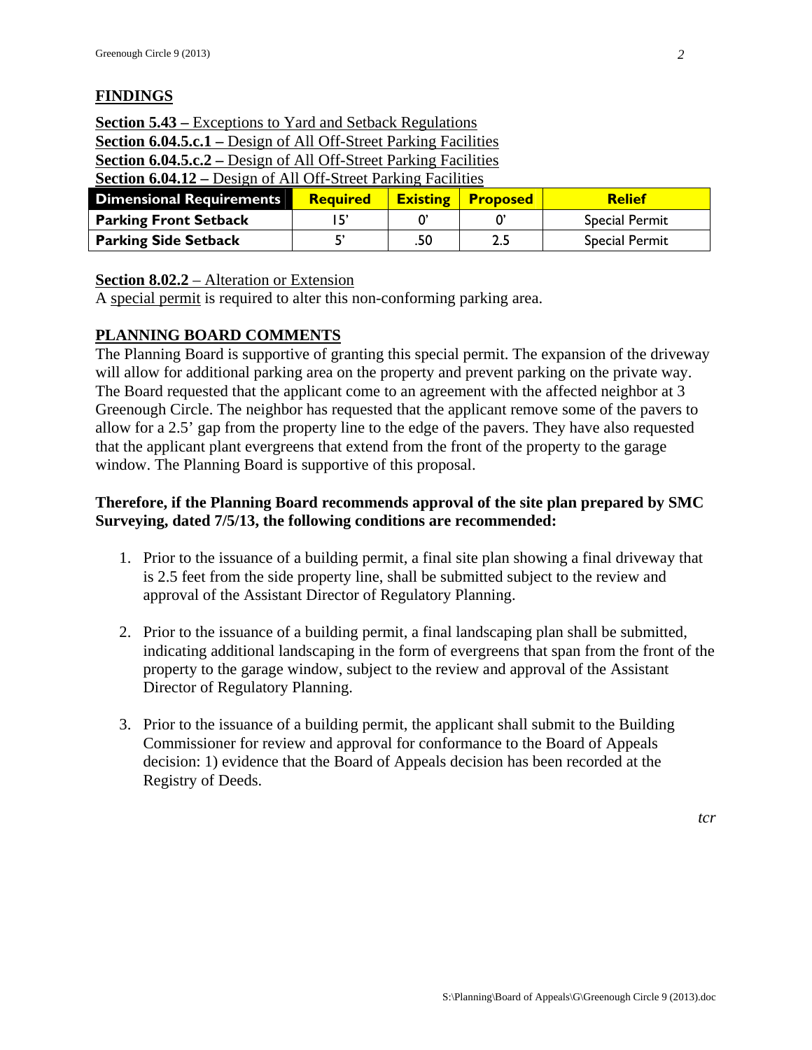## FINDINGS

**Section 5.43 –** Exceptions to Yard and Setback Regulations
**Section 6.04.5.c.1 –** Design of All Off-Street Parking Facilities
**Section 6.04.5.c.2 –** Design of All Off-Street Parking Facilities
**Section 6.04.12 –** Design of All Off-Street Parking Facilities

| Dimensional Requirements | Required | Existing | Proposed | Relief |
|---|---|---|---|---|
| **Parking Front Setback** | 15' | 0' | 0' | Special Permit |
| **Parking Side Setback** | 5' | .50 | 2.5 | Special Permit |

**Section 8.02.2** – Alteration or Extension
A special permit is required to alter this non-conforming parking area.

## PLANNING BOARD COMMENTS

The Planning Board is supportive of granting this special permit. The expansion of the driveway will allow for additional parking area on the property and prevent parking on the private way. The Board requested that the applicant come to an agreement with the affected neighbor at 3 Greenough Circle. The neighbor has requested that the applicant remove some of the pavers to allow for a 2.5' gap from the property line to the edge of the pavers. They have also requested that the applicant plant evergreens that extend from the front of the property to the garage window. The Planning Board is supportive of this proposal.

**Therefore, if the Planning Board recommends approval of the site plan prepared by SMC Surveying, dated 7/5/13, the following conditions are recommended:**

1. Prior to the issuance of a building permit, a final site plan showing a final driveway that is 2.5 feet from the side property line, shall be submitted subject to the review and approval of the Assistant Director of Regulatory Planning.

2. Prior to the issuance of a building permit, a final landscaping plan shall be submitted, indicating additional landscaping in the form of evergreens that span from the front of the property to the garage window, subject to the review and approval of the Assistant Director of Regulatory Planning.

3. Prior to the issuance of a building permit, the applicant shall submit to the Building Commissioner for review and approval for conformance to the Board of Appeals decision: 1) evidence that the Board of Appeals decision has been recorded at the Registry of Deeds.

*tcr*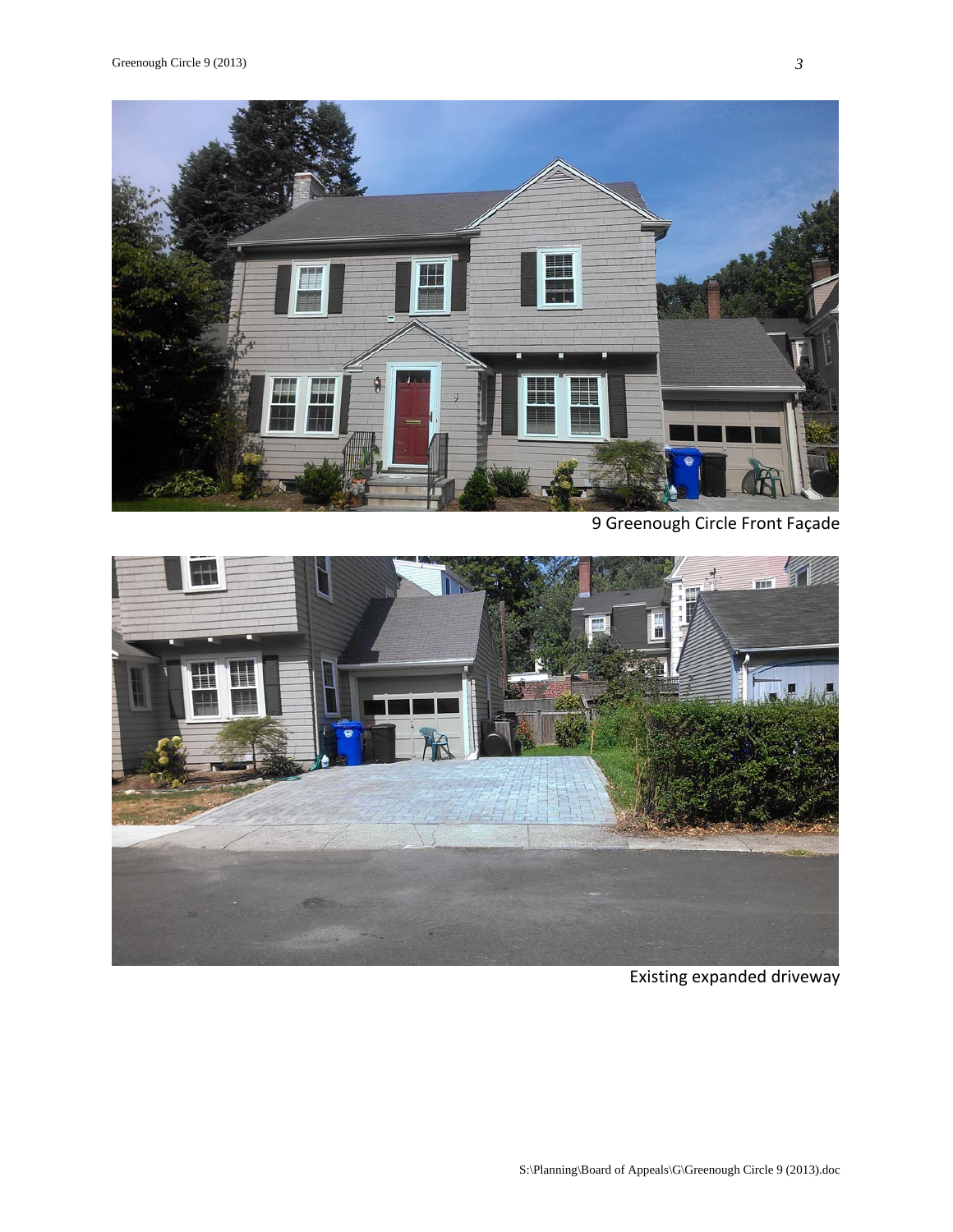9 Greenough Circle Front Façade

Existing expanded driveway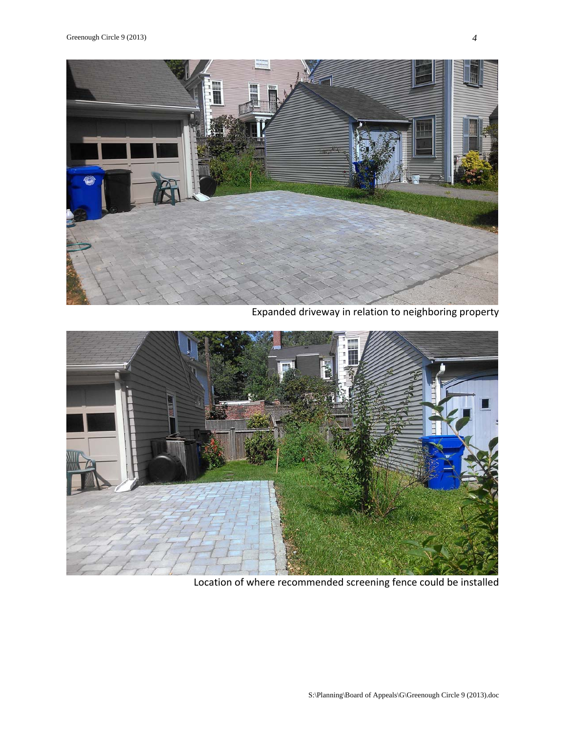Expanded driveway in relation to neighboring property

Location of where recommended screening fence could be installed